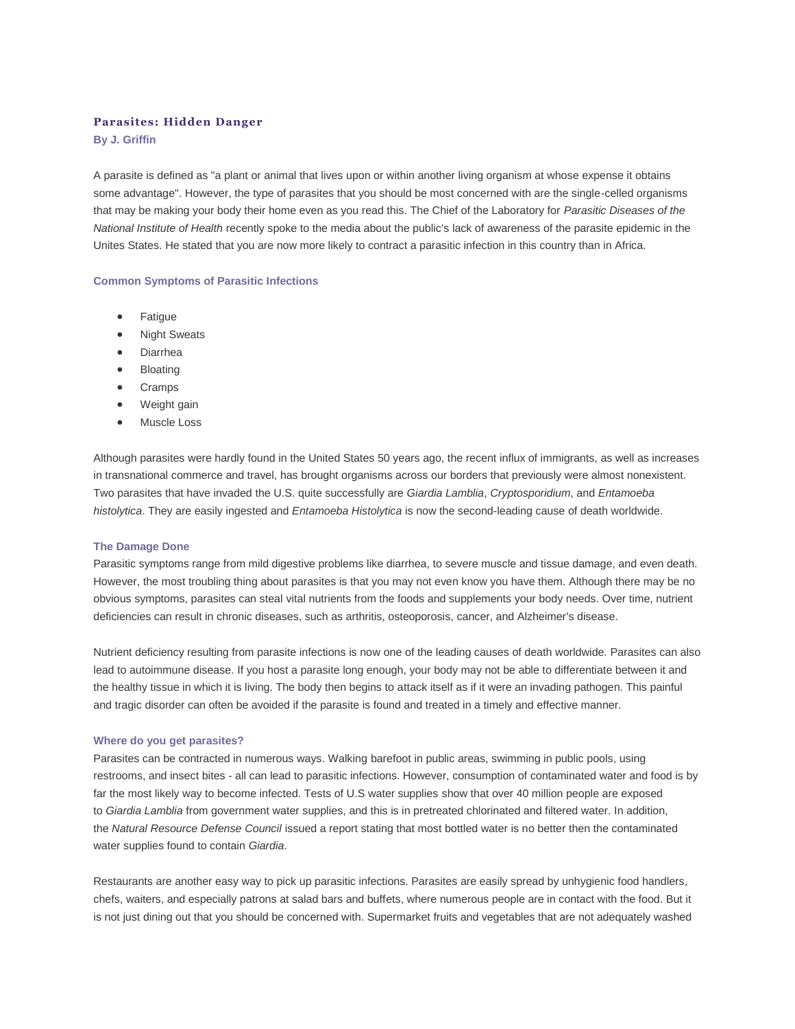## Parasites: Hidden Danger

**By J. Griffin**

A parasite is defined as "a plant or animal that lives upon or within another living organism at whose expense it obtains some advantage". However, the type of parasites that you should be most concerned with are the single-celled organisms that may be making your body their home even as you read this. The Chief of the Laboratory for *Parasitic Diseases of the National Institute of Health* recently spoke to the media about the public's lack of awareness of the parasite epidemic in the Unites States. He stated that you are now more likely to contract a parasitic infection in this country than in Africa.

### Common Symptoms of Parasitic Infections

- Fatigue
- Night Sweats
- Diarrhea
- Bloating
- Cramps
- Weight gain
- Muscle Loss

Although parasites were hardly found in the United States 50 years ago, the recent influx of immigrants, as well as increases in transnational commerce and travel, has brought organisms across our borders that previously were almost nonexistent. Two parasites that have invaded the U.S. quite successfully are *Giardia Lamblia*, *Cryptosporidium*, and *Entamoeba histolytica*. They are easily ingested and *Entamoeba Histolytica* is now the second-leading cause of death worldwide.

### The Damage Done

Parasitic symptoms range from mild digestive problems like diarrhea, to severe muscle and tissue damage, and even death. However, the most troubling thing about parasites is that you may not even know you have them. Although there may be no obvious symptoms, parasites can steal vital nutrients from the foods and supplements your body needs. Over time, nutrient deficiencies can result in chronic diseases, such as arthritis, osteoporosis, cancer, and Alzheimer's disease.

Nutrient deficiency resulting from parasite infections is now one of the leading causes of death worldwide. Parasites can also lead to autoimmune disease. If you host a parasite long enough, your body may not be able to differentiate between it and the healthy tissue in which it is living. The body then begins to attack itself as if it were an invading pathogen. This painful and tragic disorder can often be avoided if the parasite is found and treated in a timely and effective manner.

### Where do you get parasites?

Parasites can be contracted in numerous ways. Walking barefoot in public areas, swimming in public pools, using restrooms, and insect bites - all can lead to parasitic infections. However, consumption of contaminated water and food is by far the most likely way to become infected. Tests of U.S water supplies show that over 40 million people are exposed to *Giardia Lamblia* from government water supplies, and this is in pretreated chlorinated and filtered water. In addition, the *Natural Resource Defense Council* issued a report stating that most bottled water is no better then the contaminated water supplies found to contain *Giardia*.

Restaurants are another easy way to pick up parasitic infections. Parasites are easily spread by unhygienic food handlers, chefs, waiters, and especially patrons at salad bars and buffets, where numerous people are in contact with the food. But it is not just dining out that you should be concerned with. Supermarket fruits and vegetables that are not adequately washed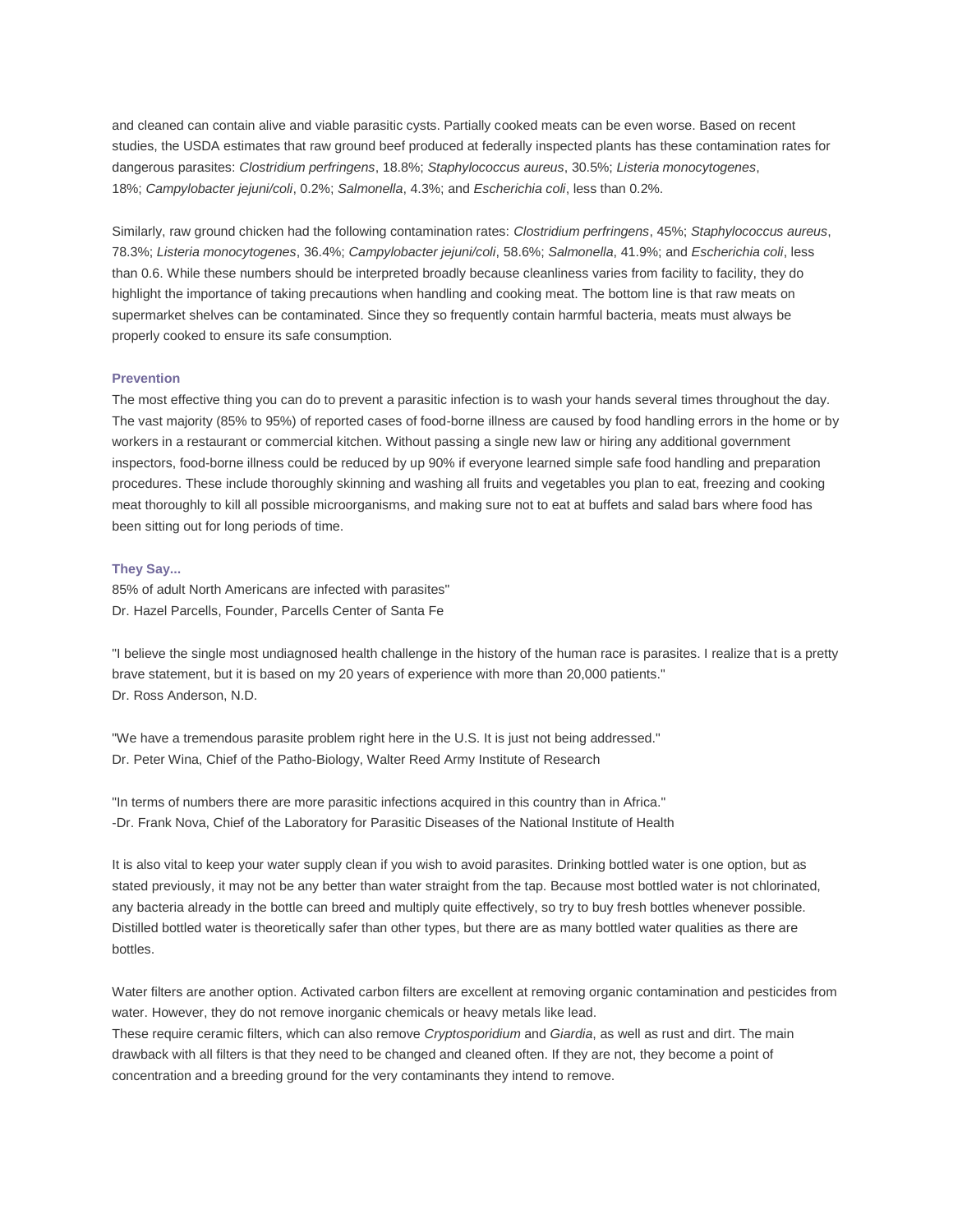and cleaned can contain alive and viable parasitic cysts. Partially cooked meats can be even worse. Based on recent studies, the USDA estimates that raw ground beef produced at federally inspected plants has these contamination rates for dangerous parasites: *Clostridium perfringens*, 18.8%; *Staphylococcus aureus*, 30.5%; *Listeria monocytogenes*, 18%; *Campylobacter jejuni/coli*, 0.2%; *Salmonella*, 4.3%; and *Escherichia coli*, less than 0.2%.

Similarly, raw ground chicken had the following contamination rates: *Clostridium perfringens*, 45%; *Staphylococcus aureus*, 78.3%; *Listeria monocytogenes*, 36.4%; *Campylobacter jejuni/coli*, 58.6%; *Salmonella*, 41.9%; and *Escherichia coli*, less than 0.6. While these numbers should be interpreted broadly because cleanliness varies from facility to facility, they do highlight the importance of taking precautions when handling and cooking meat. The bottom line is that raw meats on supermarket shelves can be contaminated. Since they so frequently contain harmful bacteria, meats must always be properly cooked to ensure its safe consumption.

### Prevention

The most effective thing you can do to prevent a parasitic infection is to wash your hands several times throughout the day. The vast majority (85% to 95%) of reported cases of food-borne illness are caused by food handling errors in the home or by workers in a restaurant or commercial kitchen. Without passing a single new law or hiring any additional government inspectors, food-borne illness could be reduced by up 90% if everyone learned simple safe food handling and preparation procedures. These include thoroughly skinning and washing all fruits and vegetables you plan to eat, freezing and cooking meat thoroughly to kill all possible microorganisms, and making sure not to eat at buffets and salad bars where food has been sitting out for long periods of time.

### They Say...

85% of adult North Americans are infected with parasites"
Dr. Hazel Parcells, Founder, Parcells Center of Santa Fe

"I believe the single most undiagnosed health challenge in the history of the human race is parasites. I realize that is a pretty brave statement, but it is based on my 20 years of experience with more than 20,000 patients."
Dr. Ross Anderson, N.D.

"We have a tremendous parasite problem right here in the U.S. It is just not being addressed."
Dr. Peter Wina, Chief of the Patho-Biology, Walter Reed Army Institute of Research

"In terms of numbers there are more parasitic infections acquired in this country than in Africa."
-Dr. Frank Nova, Chief of the Laboratory for Parasitic Diseases of the National Institute of Health

It is also vital to keep your water supply clean if you wish to avoid parasites. Drinking bottled water is one option, but as stated previously, it may not be any better than water straight from the tap. Because most bottled water is not chlorinated, any bacteria already in the bottle can breed and multiply quite effectively, so try to buy fresh bottles whenever possible. Distilled bottled water is theoretically safer than other types, but there are as many bottled water qualities as there are bottles.

Water filters are another option. Activated carbon filters are excellent at removing organic contamination and pesticides from water. However, they do not remove inorganic chemicals or heavy metals like lead.
These require ceramic filters, which can also remove *Cryptosporidium* and *Giardia*, as well as rust and dirt. The main drawback with all filters is that they need to be changed and cleaned often. If they are not, they become a point of concentration and a breeding ground for the very contaminants they intend to remove.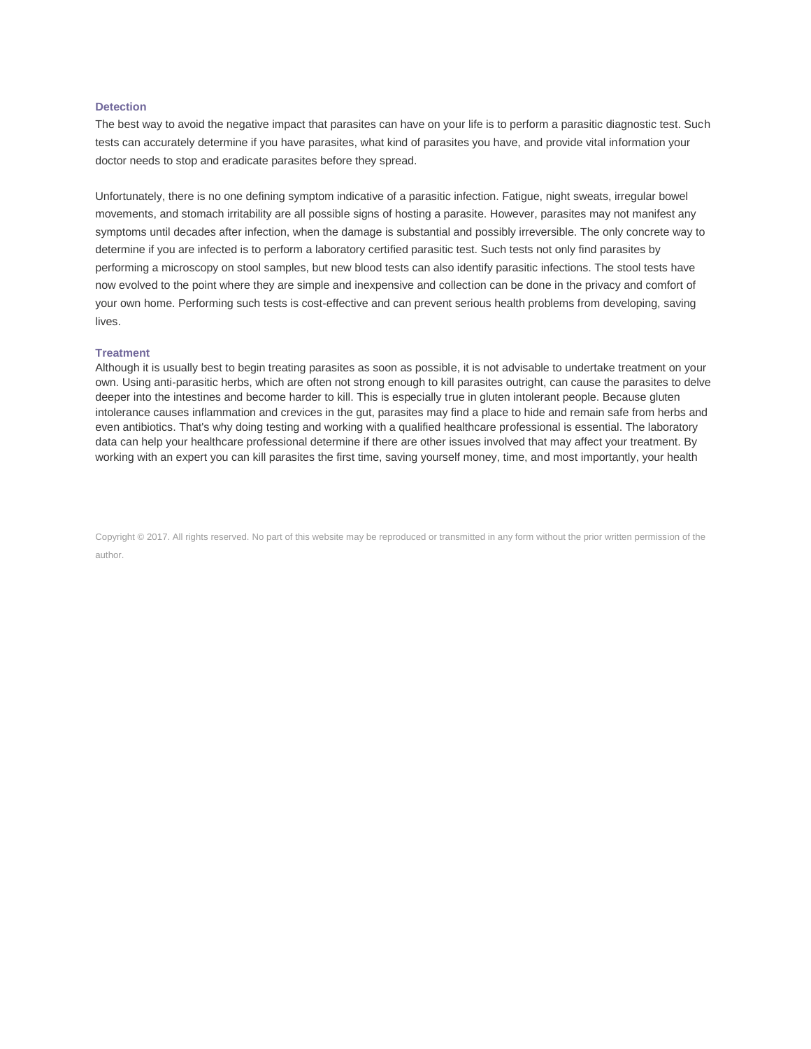### Detection

The best way to avoid the negative impact that parasites can have on your life is to perform a parasitic diagnostic test. Such tests can accurately determine if you have parasites, what kind of parasites you have, and provide vital information your doctor needs to stop and eradicate parasites before they spread.

Unfortunately, there is no one defining symptom indicative of a parasitic infection. Fatigue, night sweats, irregular bowel movements, and stomach irritability are all possible signs of hosting a parasite. However, parasites may not manifest any symptoms until decades after infection, when the damage is substantial and possibly irreversible. The only concrete way to determine if you are infected is to perform a laboratory certified parasitic test. Such tests not only find parasites by performing a microscopy on stool samples, but new blood tests can also identify parasitic infections. The stool tests have now evolved to the point where they are simple and inexpensive and collection can be done in the privacy and comfort of your own home. Performing such tests is cost-effective and can prevent serious health problems from developing, saving lives.

### Treatment

Although it is usually best to begin treating parasites as soon as possible, it is not advisable to undertake treatment on your own. Using anti-parasitic herbs, which are often not strong enough to kill parasites outright, can cause the parasites to delve deeper into the intestines and become harder to kill. This is especially true in gluten intolerant people. Because gluten intolerance causes inflammation and crevices in the gut, parasites may find a place to hide and remain safe from herbs and even antibiotics. That's why doing testing and working with a qualified healthcare professional is essential. The laboratory data can help your healthcare professional determine if there are other issues involved that may affect your treatment. By working with an expert you can kill parasites the first time, saving yourself money, time, and most importantly, your health

Copyright © 2017. All rights reserved. No part of this website may be reproduced or transmitted in any form without the prior written permission of the author.